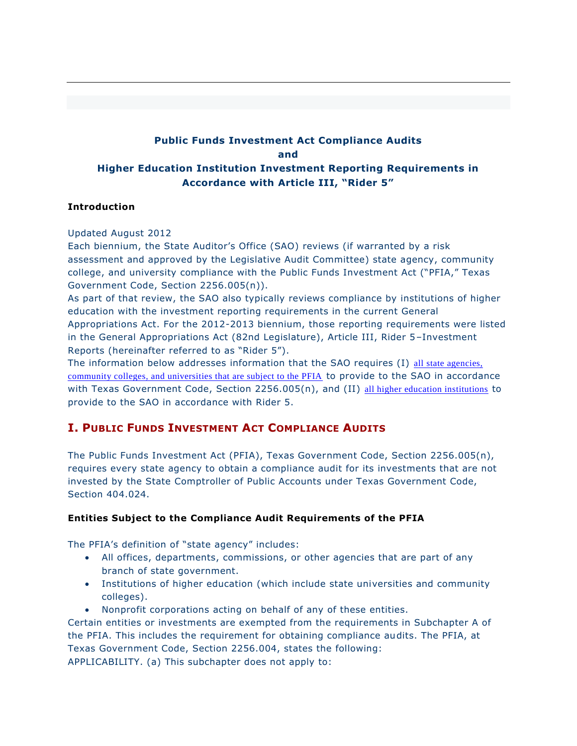## Public Funds Investment Act Compliance Audits and Higher Education Institution Investment Reporting Requirements in Accordance with Article III, "Rider 5"

### Introduction

Updated August 2012

Each biennium, the State Auditor's Office (SAO) reviews (if warranted by a risk assessment and approved by the Legislative Audit Committee) state agency, community college, and university compliance with the Public Funds Investment Act ("PFIA," Texas Government Code, Section 2256.005(n)).

As part of that review, the SAO also typically reviews compliance by institutions of higher education with the investment reporting requirements in the current General Appropriations Act. For the 2012-2013 biennium, those reporting requirements were listed in the General Appropriations Act (82nd Legislature), Article III, Rider 5–Investment Reports (hereinafter referred to as "Rider 5").

The information below addresses information that the SAO requires (I) all state agencies, community colleges, and universities that are subject to the PFIA to provide to the SAO in accordance with Texas Government Code, Section 2256.005(n), and (II) all higher education institutions to provide to the SAO in accordance with Rider 5.

## I. Public Funds Investment Act Compliance Audits

The Public Funds Investment Act (PFIA), Texas Government Code, Section 2256.005(n), requires every state agency to obtain a compliance audit for its investments that are not invested by the State Comptroller of Public Accounts under Texas Government Code, Section 404.024.

### Entities Subject to the Compliance Audit Requirements of the PFIA

The PFIA's definition of "state agency" includes:

- All offices, departments, commissions, or other agencies that are part of any branch of state government.
- Institutions of higher education (which include state universities and community colleges).
- Nonprofit corporations acting on behalf of any of these entities.

Certain entities or investments are exempted from the requirements in Subchapter A of the PFIA. This includes the requirement for obtaining compliance audits. The PFIA, at Texas Government Code, Section 2256.004, states the following:

APPLICABILITY. (a) This subchapter does not apply to: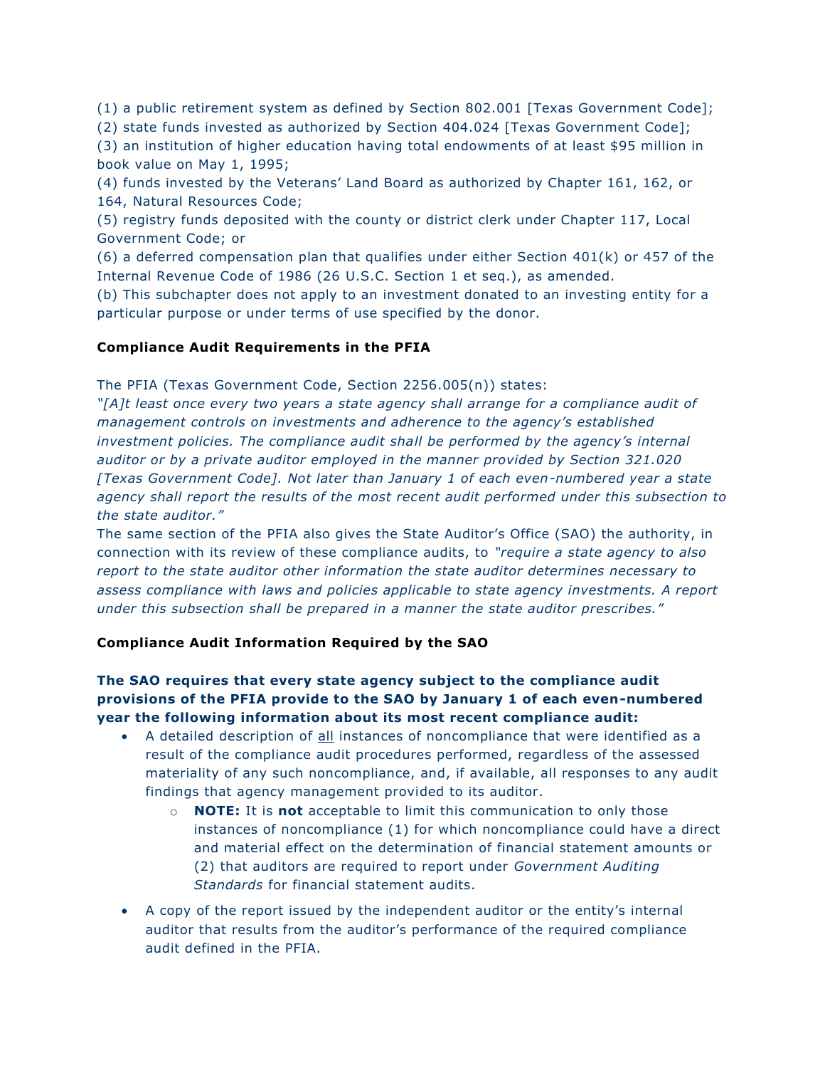(1) a public retirement system as defined by Section 802.001 [Texas Government Code];
(2) state funds invested as authorized by Section 404.024 [Texas Government Code];
(3) an institution of higher education having total endowments of at least $95 million in book value on May 1, 1995;
(4) funds invested by the Veterans' Land Board as authorized by Chapter 161, 162, or 164, Natural Resources Code;
(5) registry funds deposited with the county or district clerk under Chapter 117, Local Government Code; or
(6) a deferred compensation plan that qualifies under either Section 401(k) or 457 of the Internal Revenue Code of 1986 (26 U.S.C. Section 1 et seq.), as amended.
(b) This subchapter does not apply to an investment donated to an investing entity for a particular purpose or under terms of use specified by the donor.

**Compliance Audit Requirements in the PFIA**

The PFIA (Texas Government Code, Section 2256.005(n)) states:
*"[A]t least once every two years a state agency shall arrange for a compliance audit of management controls on investments and adherence to the agency's established investment policies. The compliance audit shall be performed by the agency's internal auditor or by a private auditor employed in the manner provided by Section 321.020 [Texas Government Code]. Not later than January 1 of each even-numbered year a state agency shall report the results of the most recent audit performed under this subsection to the state auditor."*
The same section of the PFIA also gives the State Auditor's Office (SAO) the authority, in connection with its review of these compliance audits, to *"require a state agency to also report to the state auditor other information the state auditor determines necessary to assess compliance with laws and policies applicable to state agency investments. A report under this subsection shall be prepared in a manner the state auditor prescribes."*

**Compliance Audit Information Required by the SAO**

**The SAO requires that every state agency subject to the compliance audit provisions of the PFIA provide to the SAO by January 1 of each even-numbered year the following information about its most recent compliance audit:**

- A detailed description of <u>all</u> instances of noncompliance that were identified as a result of the compliance audit procedures performed, regardless of the assessed materiality of any such noncompliance, and, if available, all responses to any audit findings that agency management provided to its auditor.
  - **NOTE:** It is **not** acceptable to limit this communication to only those instances of noncompliance (1) for which noncompliance could have a direct and material effect on the determination of financial statement amounts or (2) that auditors are required to report under *Government Auditing Standards* for financial statement audits.
- A copy of the report issued by the independent auditor or the entity's internal auditor that results from the auditor's performance of the required compliance audit defined in the PFIA.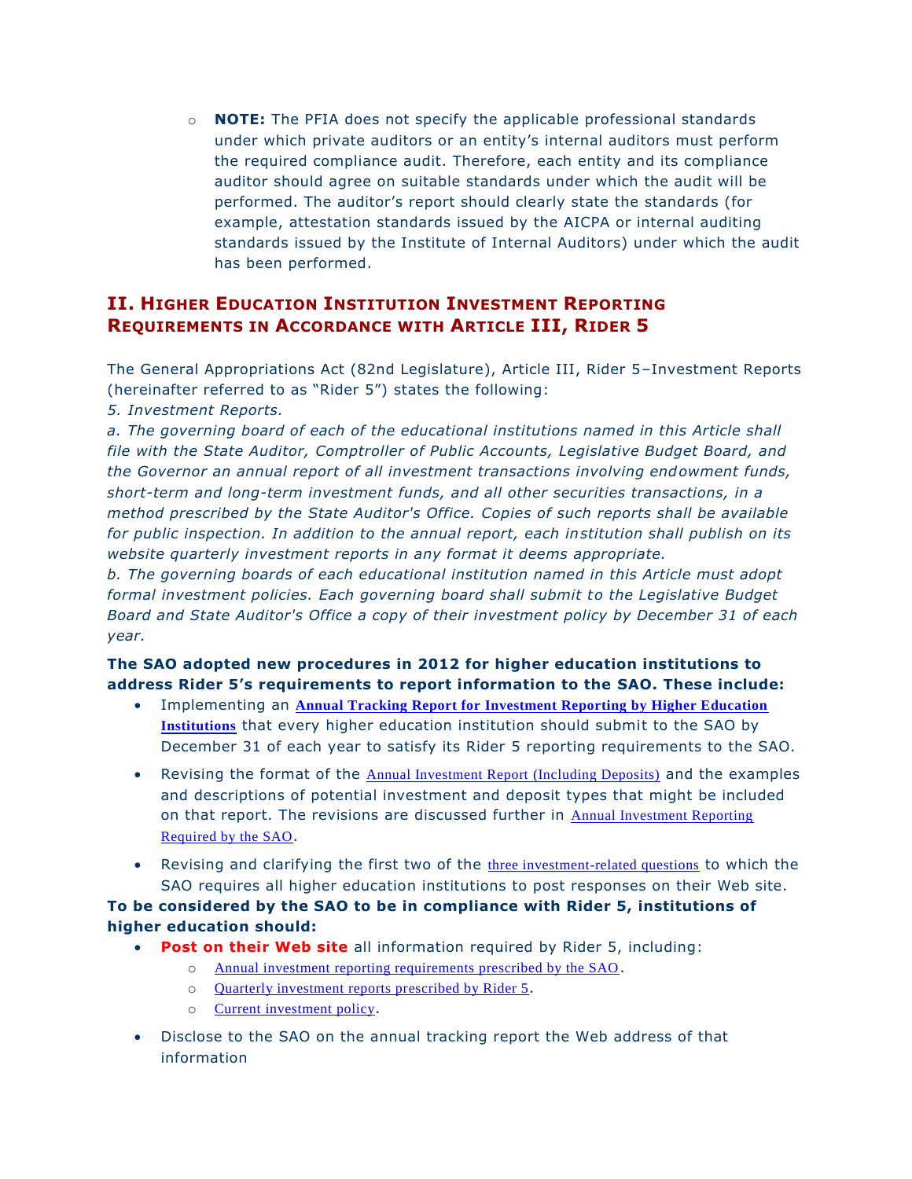- **NOTE:** The PFIA does not specify the applicable professional standards under which private auditors or an entity's internal auditors must perform the required compliance audit. Therefore, each entity and its compliance auditor should agree on suitable standards under which the audit will be performed. The auditor's report should clearly state the standards (for example, attestation standards issued by the AICPA or internal auditing standards issued by the Institute of Internal Auditors) under which the audit has been performed.

## II. Higher Education Institution Investment Reporting Requirements in Accordance with Article III, Rider 5

The General Appropriations Act (82nd Legislature), Article III, Rider 5–Investment Reports (hereinafter referred to as "Rider 5") states the following:

*5. Investment Reports.*

*a. The governing board of each of the educational institutions named in this Article shall file with the State Auditor, Comptroller of Public Accounts, Legislative Budget Board, and the Governor an annual report of all investment transactions involving endowment funds, short-term and long-term investment funds, and all other securities transactions, in a method prescribed by the State Auditor's Office. Copies of such reports shall be available for public inspection. In addition to the annual report, each institution shall publish on its website quarterly investment reports in any format it deems appropriate.*

*b. The governing boards of each educational institution named in this Article must adopt formal investment policies. Each governing board shall submit to the Legislative Budget Board and State Auditor's Office a copy of their investment policy by December 31 of each year.*

**The SAO adopted new procedures in 2012 for higher education institutions to address Rider 5's requirements to report information to the SAO. These include:**

- Implementing an **Annual Tracking Report for Investment Reporting by Higher Education Institutions** that every higher education institution should submit to the SAO by December 31 of each year to satisfy its Rider 5 reporting requirements to the SAO.
- Revising the format of the Annual Investment Report (Including Deposits) and the examples and descriptions of potential investment and deposit types that might be included on that report. The revisions are discussed further in Annual Investment Reporting Required by the SAO.
- Revising and clarifying the first two of the three investment-related questions to which the SAO requires all higher education institutions to post responses on their Web site.

**To be considered by the SAO to be in compliance with Rider 5, institutions of higher education should:**

- **Post on their Web site** all information required by Rider 5, including:
  - Annual investment reporting requirements prescribed by the SAO.
  - Quarterly investment reports prescribed by Rider 5.
  - Current investment policy.
- Disclose to the SAO on the annual tracking report the Web address of that information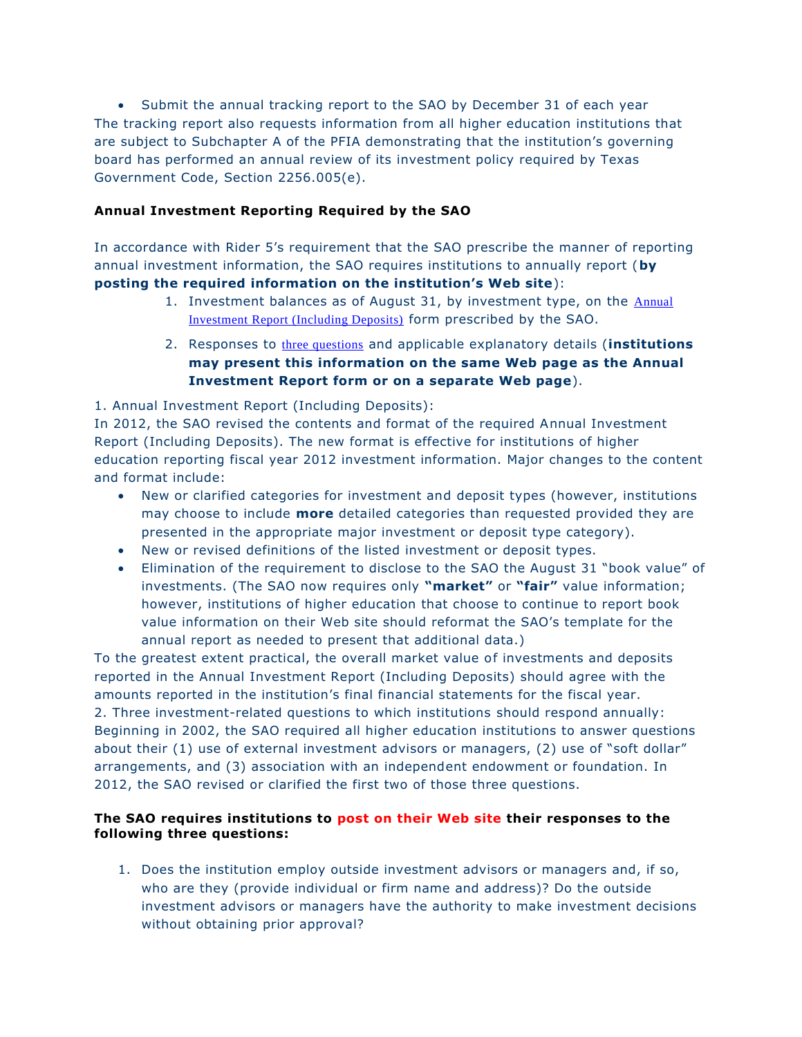- Submit the annual tracking report to the SAO by December 31 of each year

The tracking report also requests information from all higher education institutions that are subject to Subchapter A of the PFIA demonstrating that the institution's governing board has performed an annual review of its investment policy required by Texas Government Code, Section 2256.005(e).

**Annual Investment Reporting Required by the SAO**

In accordance with Rider 5's requirement that the SAO prescribe the manner of reporting annual investment information, the SAO requires institutions to annually report (**by posting the required information on the institution's Web site**):

1. Investment balances as of August 31, by investment type, on the Annual Investment Report (Including Deposits) form prescribed by the SAO.
2. Responses to three questions and applicable explanatory details (**institutions may present this information on the same Web page as the Annual Investment Report form or on a separate Web page**).

1. Annual Investment Report (Including Deposits):
In 2012, the SAO revised the contents and format of the required Annual Investment Report (Including Deposits). The new format is effective for institutions of higher education reporting fiscal year 2012 investment information. Major changes to the content and format include:

- New or clarified categories for investment and deposit types (however, institutions may choose to include **more** detailed categories than requested provided they are presented in the appropriate major investment or deposit type category).
- New or revised definitions of the listed investment or deposit types.
- Elimination of the requirement to disclose to the SAO the August 31 "book value" of investments. (The SAO now requires only **"market"** or **"fair"** value information; however, institutions of higher education that choose to continue to report book value information on their Web site should reformat the SAO's template for the annual report as needed to present that additional data.)

To the greatest extent practical, the overall market value of investments and deposits reported in the Annual Investment Report (Including Deposits) should agree with the amounts reported in the institution's final financial statements for the fiscal year.
2. Three investment-related questions to which institutions should respond annually:
Beginning in 2002, the SAO required all higher education institutions to answer questions about their (1) use of external investment advisors or managers, (2) use of "soft dollar" arrangements, and (3) association with an independent endowment or foundation. In 2012, the SAO revised or clarified the first two of those three questions.

**The SAO requires institutions to post on their Web site their responses to the following three questions:**

1. Does the institution employ outside investment advisors or managers and, if so, who are they (provide individual or firm name and address)? Do the outside investment advisors or managers have the authority to make investment decisions without obtaining prior approval?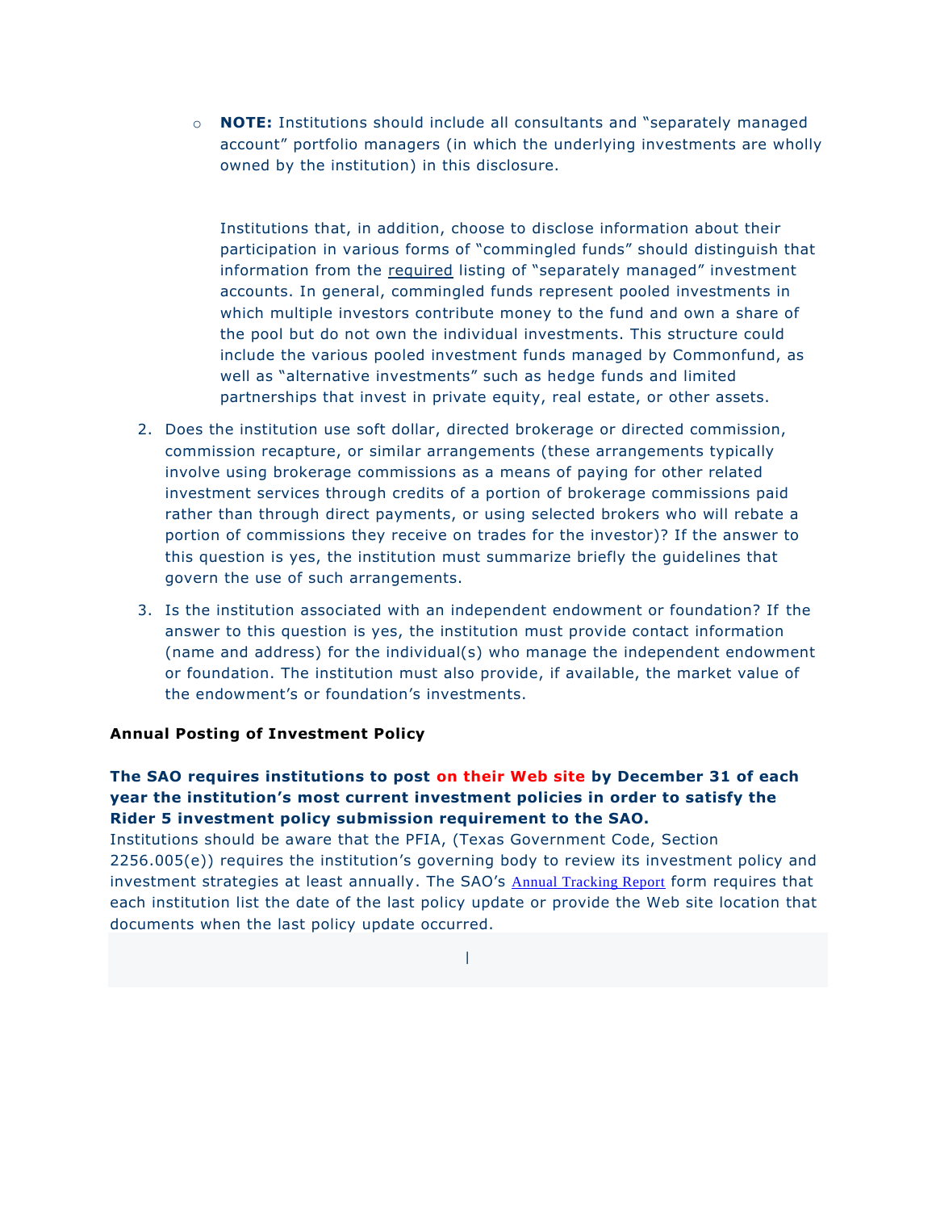- **NOTE:** Institutions should include all consultants and "separately managed account" portfolio managers (in which the underlying investments are wholly owned by the institution) in this disclosure.

  Institutions that, in addition, choose to disclose information about their participation in various forms of "commingled funds" should distinguish that information from the required listing of "separately managed" investment accounts. In general, commingled funds represent pooled investments in which multiple investors contribute money to the fund and own a share of the pool but do not own the individual investments. This structure could include the various pooled investment funds managed by Commonfund, as well as "alternative investments" such as hedge funds and limited partnerships that invest in private equity, real estate, or other assets.

2. Does the institution use soft dollar, directed brokerage or directed commission, commission recapture, or similar arrangements (these arrangements typically involve using brokerage commissions as a means of paying for other related investment services through credits of a portion of brokerage commissions paid rather than through direct payments, or using selected brokers who will rebate a portion of commissions they receive on trades for the investor)? If the answer to this question is yes, the institution must summarize briefly the guidelines that govern the use of such arrangements.
3. Is the institution associated with an independent endowment or foundation? If the answer to this question is yes, the institution must provide contact information (name and address) for the individual(s) who manage the independent endowment or foundation. The institution must also provide, if available, the market value of the endowment's or foundation's investments.

**Annual Posting of Investment Policy**

**The SAO requires institutions to post on their Web site by December 31 of each year the institution's most current investment policies in order to satisfy the Rider 5 investment policy submission requirement to the SAO.**

Institutions should be aware that the PFIA, (Texas Government Code, Section 2256.005(e)) requires the institution's governing body to review its investment policy and investment strategies at least annually. The SAO's Annual Tracking Report form requires that each institution list the date of the last policy update or provide the Web site location that documents when the last policy update occurred.